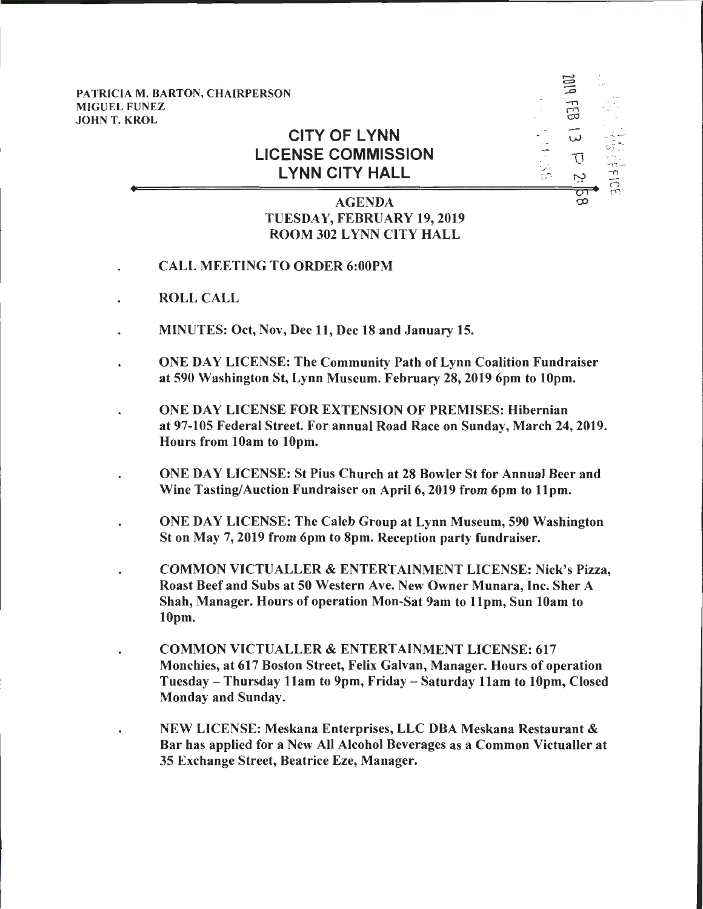PATRICIA M. BARTON, CHAIRPERSON
MIGUEL FUNEZ
JOHN T. KROL

# CITY OF LYNN LICENSE COMMISSION LYNN CITY HALL

2019 FEB 13 P 2:58

## AGENDA
## TUESDAY, FEBRUARY 19, 2019
## ROOM 302 LYNN CITY HALL

- **CALL MEETING TO ORDER 6:00PM**
- **ROLL CALL**
- **MINUTES: Oct, Nov, Dec 11, Dec 18 and January 15.**
- **ONE DAY LICENSE: The Community Path of Lynn Coalition Fundraiser at 590 Washington St, Lynn Museum. February 28, 2019 6pm to 10pm.**
- **ONE DAY LICENSE FOR EXTENSION OF PREMISES: Hibernian at 97-105 Federal Street. For annual Road Race on Sunday, March 24, 2019. Hours from 10am to 10pm.**
- **ONE DAY LICENSE: St Pius Church at 28 Bowler St for Annual Beer and Wine Tasting/Auction Fundraiser on April 6, 2019 from 6pm to 11pm.**
- **ONE DAY LICENSE: The Caleb Group at Lynn Museum, 590 Washington St on May 7, 2019 from 6pm to 8pm. Reception party fundraiser.**
- **COMMON VICTUALLER & ENTERTAINMENT LICENSE: Nick's Pizza, Roast Beef and Subs at 50 Western Ave. New Owner Munara, Inc. Sher A Shah, Manager. Hours of operation Mon-Sat 9am to 11pm, Sun 10am to 10pm.**
- **COMMON VICTUALLER & ENTERTAINMENT LICENSE: 617 Monchies, at 617 Boston Street, Felix Galvan, Manager. Hours of operation Tuesday – Thursday 11am to 9pm, Friday – Saturday 11am to 10pm, Closed Monday and Sunday.**
- **NEW LICENSE: Meskana Enterprises, LLC DBA Meskana Restaurant & Bar has applied for a New All Alcohol Beverages as a Common Victualler at 35 Exchange Street, Beatrice Eze, Manager.**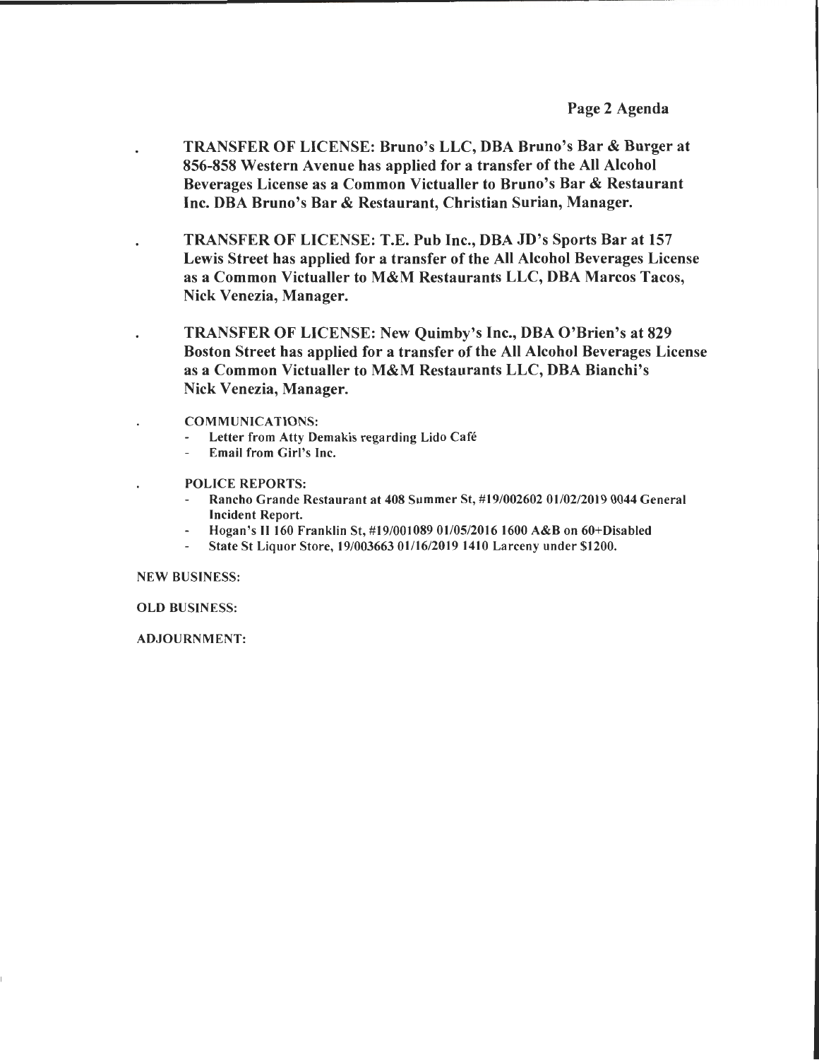- **TRANSFER OF LICENSE: Bruno's LLC, DBA Bruno's Bar & Burger at 856-858 Western Avenue has applied for a transfer of the All Alcohol Beverages License as a Common Victualler to Bruno's Bar & Restaurant Inc. DBA Bruno's Bar & Restaurant, Christian Surian, Manager.**

- **TRANSFER OF LICENSE: T.E. Pub Inc., DBA JD's Sports Bar at 157 Lewis Street has applied for a transfer of the All Alcohol Beverages License as a Common Victualler to M&M Restaurants LLC, DBA Marcos Tacos, Nick Venezia, Manager.**

- **TRANSFER OF LICENSE: New Quimby's Inc., DBA O'Brien's at 829 Boston Street has applied for a transfer of the All Alcohol Beverages License as a Common Victualler to M&M Restaurants LLC, DBA Bianchi's Nick Venezia, Manager.**

- **COMMUNICATIONS:**
  - Letter from Atty Demakis regarding Lido Café
  - Email from Girl's Inc.

- **POLICE REPORTS:**
  - Rancho Grande Restaurant at 408 Summer St, #19/002602 01/02/2019 0044 General Incident Report.
  - Hogan's II 160 Franklin St, #19/001089 01/05/2016 1600 A&B on 60+Disabled
  - State St Liquor Store, 19/003663 01/16/2019 1410 Larceny under $1200.

**NEW BUSINESS:**

**OLD BUSINESS:**

**ADJOURNMENT:**